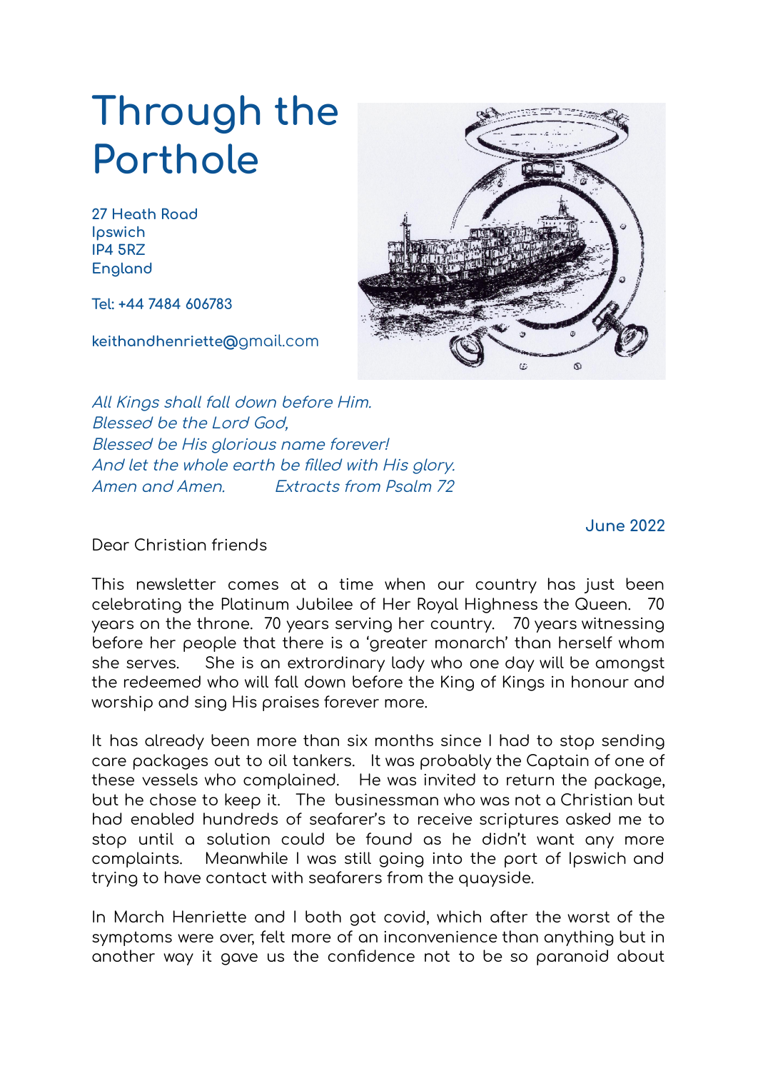# Through the Porthole

**27 Heath Road**
**Ipswich**
**IP4 5RZ**
**England**

**Tel: +44 7484 606783**

**keithandhenriette@gmail.com**

*All Kings shall fall down before Him.*
*Blessed be the Lord God,*
*Blessed be His glorious name forever!*
*And let the whole earth be filled with His glory.*
*Amen and Amen.* *Extracts from Psalm 72*

**June 2022**

Dear Christian friends

This newsletter comes at a time when our country has just been celebrating the Platinum Jubilee of Her Royal Highness the Queen. 70 years on the throne. 70 years serving her country. 70 years witnessing before her people that there is a 'greater monarch' than herself whom she serves. She is an extrordinary lady who one day will be amongst the redeemed who will fall down before the King of Kings in honour and worship and sing His praises forever more.

It has already been more than six months since I had to stop sending care packages out to oil tankers. It was probably the Captain of one of these vessels who complained. He was invited to return the package, but he chose to keep it. The businessman who was not a Christian but had enabled hundreds of seafarer's to receive scriptures asked me to stop until a solution could be found as he didn't want any more complaints. Meanwhile I was still going into the port of Ipswich and trying to have contact with seafarers from the quayside.

In March Henriette and I both got covid, which after the worst of the symptoms were over, felt more of an inconvenience than anything but in another way it gave us the confidence not to be so paranoid about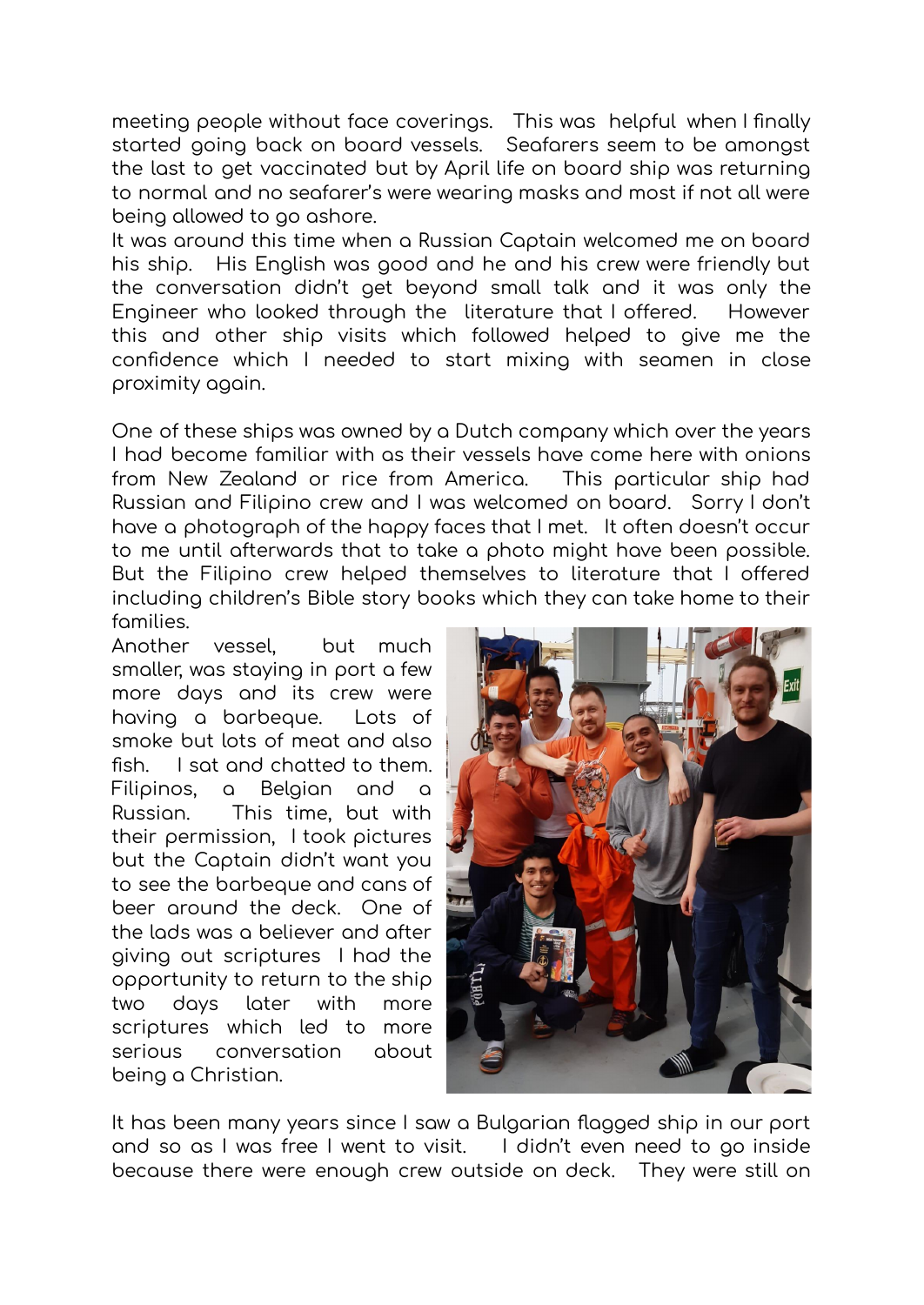meeting people without face coverings. This was helpful when I finally started going back on board vessels. Seafarers seem to be amongst the last to get vaccinated but by April life on board ship was returning to normal and no seafarer's were wearing masks and most if not all were being allowed to go ashore.

It was around this time when a Russian Captain welcomed me on board his ship. His English was good and he and his crew were friendly but the conversation didn't get beyond small talk and it was only the Engineer who looked through the literature that I offered. However this and other ship visits which followed helped to give me the confidence which I needed to start mixing with seamen in close proximity again.

One of these ships was owned by a Dutch company which over the years I had become familiar with as their vessels have come here with onions from New Zealand or rice from America. This particular ship had Russian and Filipino crew and I was welcomed on board. Sorry I don't have a photograph of the happy faces that I met. It often doesn't occur to me until afterwards that to take a photo might have been possible. But the Filipino crew helped themselves to literature that I offered including children's Bible story books which they can take home to their families.

Another vessel, but much smaller, was staying in port a few more days and its crew were having a barbeque. Lots of smoke but lots of meat and also fish. I sat and chatted to them. Filipinos, a Belgian and a Russian. This time, but with their permission, I took pictures but the Captain didn't want you to see the barbeque and cans of beer around the deck. One of the lads was a believer and after giving out scriptures I had the opportunity to return to the ship two days later with more scriptures which led to more serious conversation about being a Christian.

It has been many years since I saw a Bulgarian flagged ship in our port and so as I was free I went to visit. I didn't even need to go inside because there were enough crew outside on deck. They were still on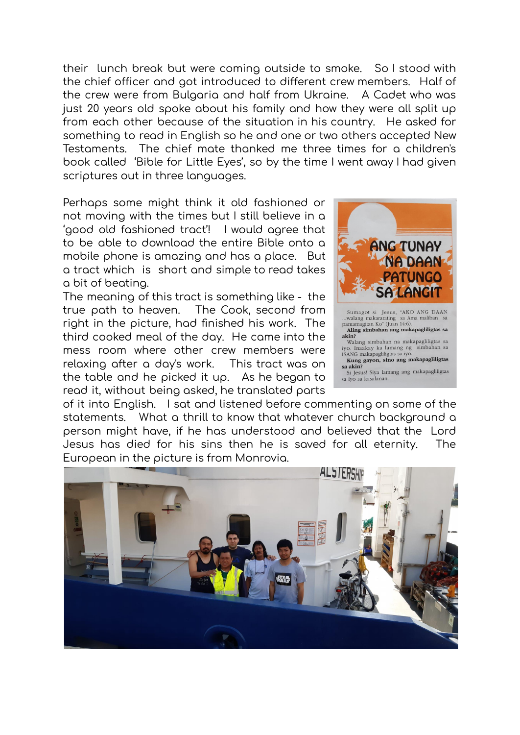their lunch break but were coming outside to smoke. So I stood with the chief officer and got introduced to different crew members. Half of the crew were from Bulgaria and half from Ukraine. A Cadet who was just 20 years old spoke about his family and how they were all split up from each other because of the situation in his country. He asked for something to read in English so he and one or two others accepted New Testaments. The chief mate thanked me three times for a children's book called 'Bible for Little Eyes', so by the time I went away I had given scriptures out in three languages.

Perhaps some might think it old fashioned or not moving with the times but I still believe in a 'good old fashioned tract'! I would agree that to be able to download the entire Bible onto a mobile phone is amazing and has a place. But a tract which is short and simple to read takes a bit of beating.

The meaning of this tract is something like - the true path to heaven. The Cook, second from right in the picture, had finished his work. The third cooked meal of the day. He came into the mess room where other crew members were relaxing after a day's work. This tract was on the table and he picked it up. As he began to read it, without being asked, he translated parts of it into English. I sat and listened before commenting on some of the statements. What a thrill to know that whatever church background a person might have, if he has understood and believed that the Lord Jesus has died for his sins then he is saved for all eternity. The European in the picture is from Monrovia.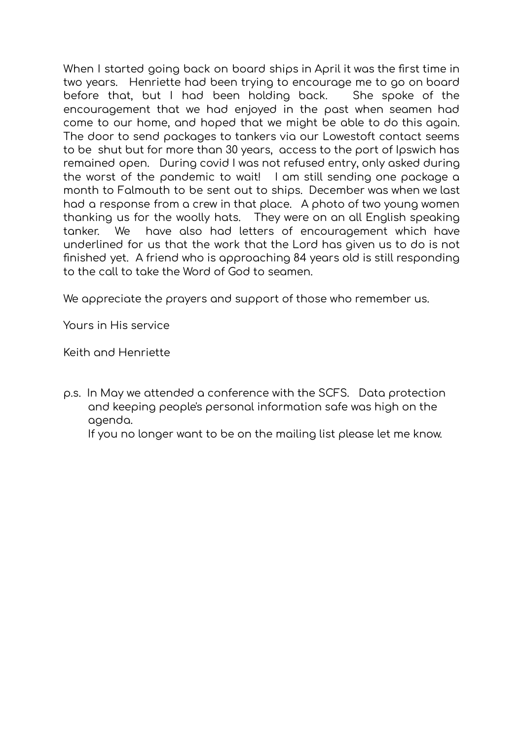When I started going back on board ships in April it was the first time in two years. Henriette had been trying to encourage me to go on board before that, but I had been holding back. She spoke of the encouragement that we had enjoyed in the past when seamen had come to our home, and hoped that we might be able to do this again. The door to send packages to tankers via our Lowestoft contact seems to be shut but for more than 30 years, access to the port of Ipswich has remained open. During covid I was not refused entry, only asked during the worst of the pandemic to wait! I am still sending one package a month to Falmouth to be sent out to ships. December was when we last had a response from a crew in that place. A photo of two young women thanking us for the woolly hats. They were on an all English speaking tanker. We have also had letters of encouragement which have underlined for us that the work that the Lord has given us to do is not finished yet. A friend who is approaching 84 years old is still responding to the call to take the Word of God to seamen.

We appreciate the prayers and support of those who remember us.

Yours in His service

Keith and Henriette

p.s. In May we attended a conference with the SCFS. Data protection and keeping people's personal information safe was high on the agenda.
If you no longer want to be on the mailing list please let me know.